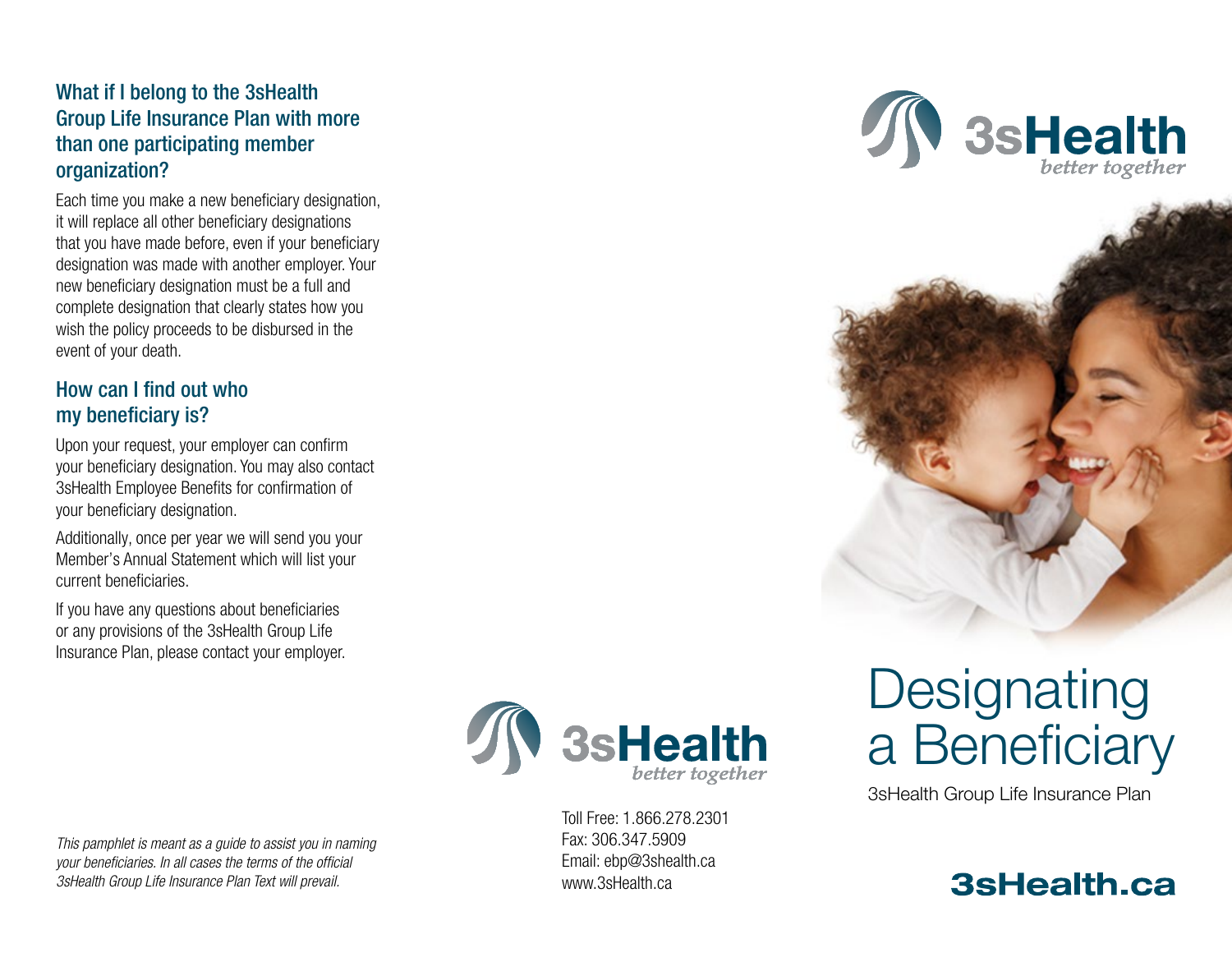## What if I belong to the 3sHealth Group Life Insurance Plan with more than one participating member organization?

Each time you make a new beneficiary designation, it will replace all other beneficiary designations that you have made before, even if your beneficiary designation was made with another employer. Your new beneficiary designation must be a full and complete designation that clearly states how you wish the policy proceeds to be disbursed in the event of your death.

## How can I find out who my beneficiary is?

Upon your request, your employer can confirm your beneficiary designation. You may also contact 3sHealth Employee Benefits for confirmation of your beneficiary designation.

Additionally, once per year we will send you your Member's Annual Statement which will list your current beneficiaries.

If you have any questions about beneficiaries or any provisions of the 3sHealth Group Life Insurance Plan, please contact your employer.

*This pamphlet is meant as a guide to assist you in naming your beneficiaries. In all cases the terms of the official 3sHealth Group Life Insurance Plan Text will prevail.*

3sHealth
better together

Toll Free: 1.866.278.2301
Fax: 306.347.5909
Email: ebp@3shealth.ca
www.3sHealth.ca

3sHealth
better together

# Designating a Beneficiary

3sHealth Group Life Insurance Plan

**3sHealth.ca**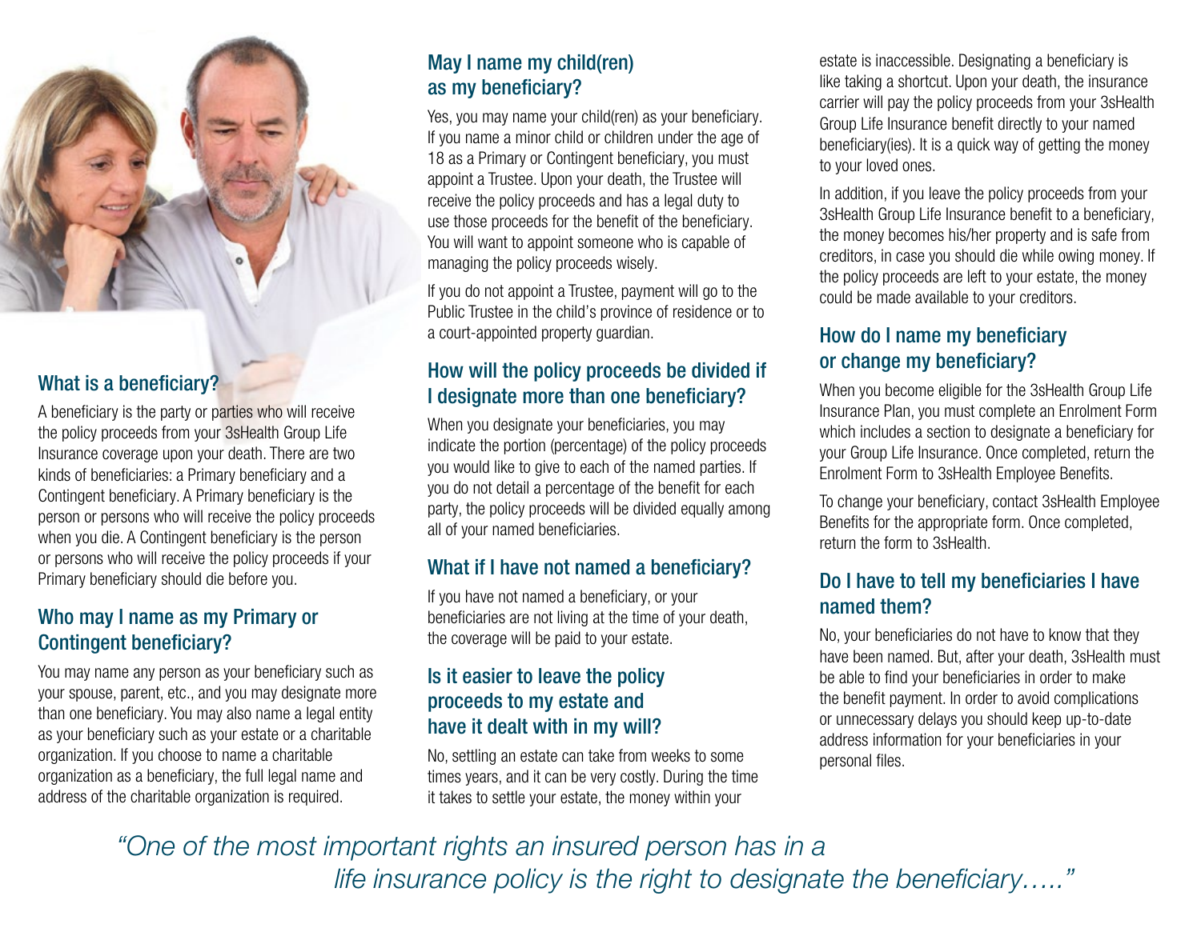## What is a beneficiary?

A beneficiary is the party or parties who will receive the policy proceeds from your 3sHealth Group Life Insurance coverage upon your death. There are two kinds of beneficiaries: a Primary beneficiary and a Contingent beneficiary. A Primary beneficiary is the person or persons who will receive the policy proceeds when you die. A Contingent beneficiary is the person or persons who will receive the policy proceeds if your Primary beneficiary should die before you.

## Who may I name as my Primary or Contingent beneficiary?

You may name any person as your beneficiary such as your spouse, parent, etc., and you may designate more than one beneficiary. You may also name a legal entity as your beneficiary such as your estate or a charitable organization. If you choose to name a charitable organization as a beneficiary, the full legal name and address of the charitable organization is required.

## May I name my child(ren) as my beneficiary?

Yes, you may name your child(ren) as your beneficiary. If you name a minor child or children under the age of 18 as a Primary or Contingent beneficiary, you must appoint a Trustee. Upon your death, the Trustee will receive the policy proceeds and has a legal duty to use those proceeds for the benefit of the beneficiary. You will want to appoint someone who is capable of managing the policy proceeds wisely.

If you do not appoint a Trustee, payment will go to the Public Trustee in the child's province of residence or to a court-appointed property guardian.

## How will the policy proceeds be divided if I designate more than one beneficiary?

When you designate your beneficiaries, you may indicate the portion (percentage) of the policy proceeds you would like to give to each of the named parties. If you do not detail a percentage of the benefit for each party, the policy proceeds will be divided equally among all of your named beneficiaries.

## What if I have not named a beneficiary?

If you have not named a beneficiary, or your beneficiaries are not living at the time of your death, the coverage will be paid to your estate.

## Is it easier to leave the policy proceeds to my estate and have it dealt with in my will?

No, settling an estate can take from weeks to some times years, and it can be very costly. During the time it takes to settle your estate, the money within your estate is inaccessible. Designating a beneficiary is like taking a shortcut. Upon your death, the insurance carrier will pay the policy proceeds from your 3sHealth Group Life Insurance benefit directly to your named beneficiary(ies). It is a quick way of getting the money to your loved ones.

In addition, if you leave the policy proceeds from your 3sHealth Group Life Insurance benefit to a beneficiary, the money becomes his/her property and is safe from creditors, in case you should die while owing money. If the policy proceeds are left to your estate, the money could be made available to your creditors.

## How do I name my beneficiary or change my beneficiary?

When you become eligible for the 3sHealth Group Life Insurance Plan, you must complete an Enrolment Form which includes a section to designate a beneficiary for your Group Life Insurance. Once completed, return the Enrolment Form to 3sHealth Employee Benefits.

To change your beneficiary, contact 3sHealth Employee Benefits for the appropriate form. Once completed, return the form to 3sHealth.

## Do I have to tell my beneficiaries I have named them?

No, your beneficiaries do not have to know that they have been named. But, after your death, 3sHealth must be able to find your beneficiaries in order to make the benefit payment. In order to avoid complications or unnecessary delays you should keep up-to-date address information for your beneficiaries in your personal files.

*"One of the most important rights an insured person has in a life insurance policy is the right to designate the beneficiary….."*